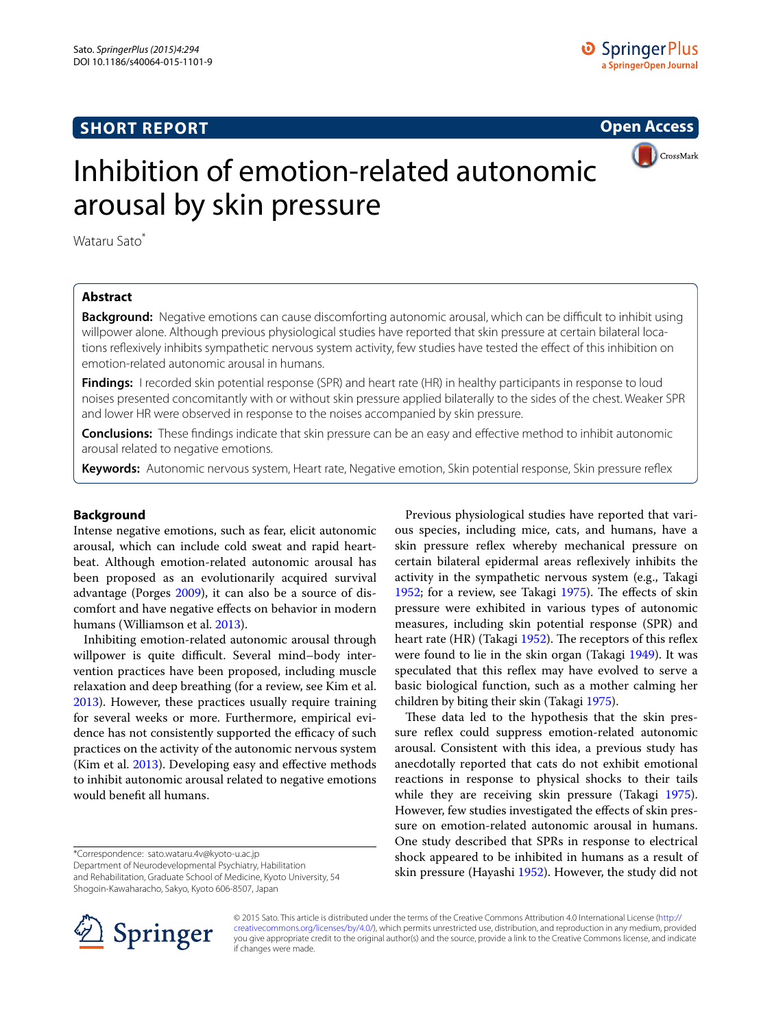SHORT REPORT

Open Access

# Inhibition of emotion-related autonomic arousal by skin pressure

Wataru Sato*

## Abstract

**Background:** Negative emotions can cause discomforting autonomic arousal, which can be difficult to inhibit using willpower alone. Although previous physiological studies have reported that skin pressure at certain bilateral locations reflexively inhibits sympathetic nervous system activity, few studies have tested the effect of this inhibition on emotion-related autonomic arousal in humans.

**Findings:** I recorded skin potential response (SPR) and heart rate (HR) in healthy participants in response to loud noises presented concomitantly with or without skin pressure applied bilaterally to the sides of the chest. Weaker SPR and lower HR were observed in response to the noises accompanied by skin pressure.

**Conclusions:** These findings indicate that skin pressure can be an easy and effective method to inhibit autonomic arousal related to negative emotions.

**Keywords:** Autonomic nervous system, Heart rate, Negative emotion, Skin potential response, Skin pressure reflex

## Background

Intense negative emotions, such as fear, elicit autonomic arousal, which can include cold sweat and rapid heartbeat. Although emotion-related autonomic arousal has been proposed as an evolutionarily acquired survival advantage (Porges 2009), it can also be a source of discomfort and have negative effects on behavior in modern humans (Williamson et al. 2013).

Inhibiting emotion-related autonomic arousal through willpower is quite difficult. Several mind–body intervention practices have been proposed, including muscle relaxation and deep breathing (for a review, see Kim et al. 2013). However, these practices usually require training for several weeks or more. Furthermore, empirical evidence has not consistently supported the efficacy of such practices on the activity of the autonomic nervous system (Kim et al. 2013). Developing easy and effective methods to inhibit autonomic arousal related to negative emotions would benefit all humans.

Previous physiological studies have reported that various species, including mice, cats, and humans, have a skin pressure reflex whereby mechanical pressure on certain bilateral epidermal areas reflexively inhibits the activity in the sympathetic nervous system (e.g., Takagi 1952; for a review, see Takagi 1975). The effects of skin pressure were exhibited in various types of autonomic measures, including skin potential response (SPR) and heart rate (HR) (Takagi 1952). The receptors of this reflex were found to lie in the skin organ (Takagi 1949). It was speculated that this reflex may have evolved to serve a basic biological function, such as a mother calming her children by biting their skin (Takagi 1975).

These data led to the hypothesis that the skin pressure reflex could suppress emotion-related autonomic arousal. Consistent with this idea, a previous study has anecdotally reported that cats do not exhibit emotional reactions in response to physical shocks to their tails while they are receiving skin pressure (Takagi 1975). However, few studies investigated the effects of skin pressure on emotion-related autonomic arousal in humans. One study described that SPRs in response to electrical shock appeared to be inhibited in humans as a result of skin pressure (Hayashi 1952). However, the study did not

*Correspondence: sato.wataru.4v@kyoto-u.ac.jp
Department of Neurodevelopmental Psychiatry, Habilitation and Rehabilitation, Graduate School of Medicine, Kyoto University, 54 Shogoin-Kawaharacho, Sakyo, Kyoto 606-8507, Japan

© 2015 Sato. This article is distributed under the terms of the Creative Commons Attribution 4.0 International License (http://creativecommons.org/licenses/by/4.0/), which permits unrestricted use, distribution, and reproduction in any medium, provided you give appropriate credit to the original author(s) and the source, provide a link to the Creative Commons license, and indicate if changes were made.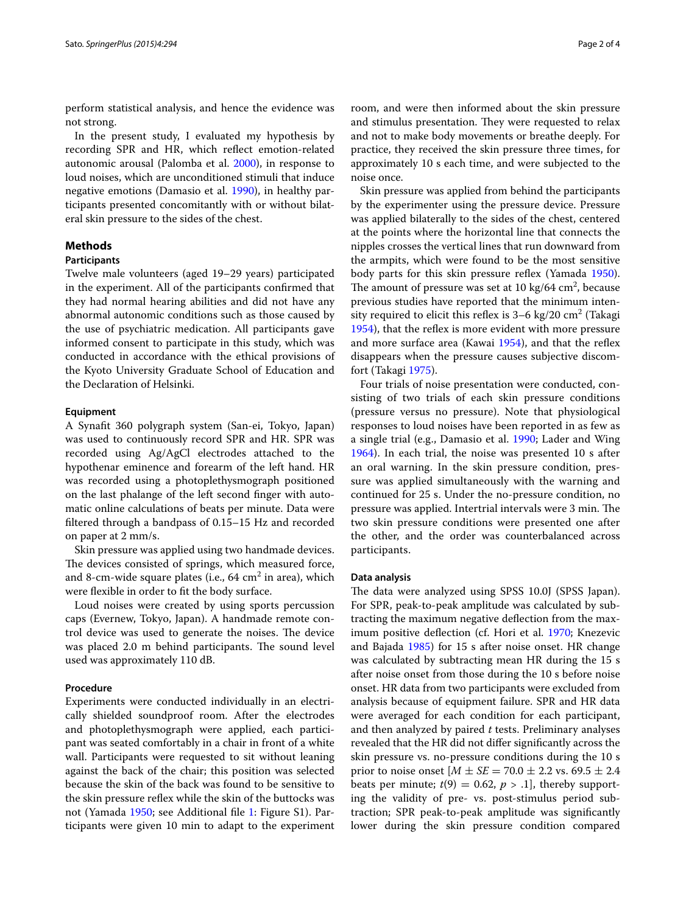perform statistical analysis, and hence the evidence was not strong.

In the present study, I evaluated my hypothesis by recording SPR and HR, which reflect emotion-related autonomic arousal (Palomba et al. 2000), in response to loud noises, which are unconditioned stimuli that induce negative emotions (Damasio et al. 1990), in healthy participants presented concomitantly with or without bilateral skin pressure to the sides of the chest.

## Methods

### Participants

Twelve male volunteers (aged 19–29 years) participated in the experiment. All of the participants confirmed that they had normal hearing abilities and did not have any abnormal autonomic conditions such as those caused by the use of psychiatric medication. All participants gave informed consent to participate in this study, which was conducted in accordance with the ethical provisions of the Kyoto University Graduate School of Education and the Declaration of Helsinki.

### Equipment

A Synafit 360 polygraph system (San-ei, Tokyo, Japan) was used to continuously record SPR and HR. SPR was recorded using Ag/AgCl electrodes attached to the hypothenar eminence and forearm of the left hand. HR was recorded using a photoplethysmograph positioned on the last phalange of the left second finger with automatic online calculations of beats per minute. Data were filtered through a bandpass of 0.15–15 Hz and recorded on paper at 2 mm/s.

Skin pressure was applied using two handmade devices. The devices consisted of springs, which measured force, and 8-cm-wide square plates (i.e., 64 cm$^2$ in area), which were flexible in order to fit the body surface.

Loud noises were created by using sports percussion caps (Evernew, Tokyo, Japan). A handmade remote control device was used to generate the noises. The device was placed 2.0 m behind participants. The sound level used was approximately 110 dB.

### Procedure

Experiments were conducted individually in an electrically shielded soundproof room. After the electrodes and photoplethysmograph were applied, each participant was seated comfortably in a chair in front of a white wall. Participants were requested to sit without leaning against the back of the chair; this position was selected because the skin of the back was found to be sensitive to the skin pressure reflex while the skin of the buttocks was not (Yamada 1950; see Additional file 1: Figure S1). Participants were given 10 min to adapt to the experiment room, and were then informed about the skin pressure and stimulus presentation. They were requested to relax and not to make body movements or breathe deeply. For practice, they received the skin pressure three times, for approximately 10 s each time, and were subjected to the noise once.

Skin pressure was applied from behind the participants by the experimenter using the pressure device. Pressure was applied bilaterally to the sides of the chest, centered at the points where the horizontal line that connects the nipples crosses the vertical lines that run downward from the armpits, which were found to be the most sensitive body parts for this skin pressure reflex (Yamada 1950). The amount of pressure was set at 10 kg/64 cm$^2$, because previous studies have reported that the minimum intensity required to elicit this reflex is 3–6 kg/20 cm$^2$ (Takagi 1954), that the reflex is more evident with more pressure and more surface area (Kawai 1954), and that the reflex disappears when the pressure causes subjective discomfort (Takagi 1975).

Four trials of noise presentation were conducted, consisting of two trials of each skin pressure conditions (pressure versus no pressure). Note that physiological responses to loud noises have been reported in as few as a single trial (e.g., Damasio et al. 1990; Lader and Wing 1964). In each trial, the noise was presented 10 s after an oral warning. In the skin pressure condition, pressure was applied simultaneously with the warning and continued for 25 s. Under the no-pressure condition, no pressure was applied. Intertrial intervals were 3 min. The two skin pressure conditions were presented one after the other, and the order was counterbalanced across participants.

### Data analysis

The data were analyzed using SPSS 10.0J (SPSS Japan). For SPR, peak-to-peak amplitude was calculated by subtracting the maximum negative deflection from the maximum positive deflection (cf. Hori et al. 1970; Knezevic and Bajada 1985) for 15 s after noise onset. HR change was calculated by subtracting mean HR during the 15 s after noise onset from those during the 10 s before noise onset. HR data from two participants were excluded from analysis because of equipment failure. SPR and HR data were averaged for each condition for each participant, and then analyzed by paired *t* tests. Preliminary analyses revealed that the HR did not differ significantly across the skin pressure vs. no-pressure conditions during the 10 s prior to noise onset [$M \pm SE = 70.0 \pm 2.2$ vs. $69.5 \pm 2.4$ beats per minute; $t(9) = 0.62$, $p > .1$], thereby supporting the validity of pre- vs. post-stimulus period subtraction; SPR peak-to-peak amplitude was significantly lower during the skin pressure condition compared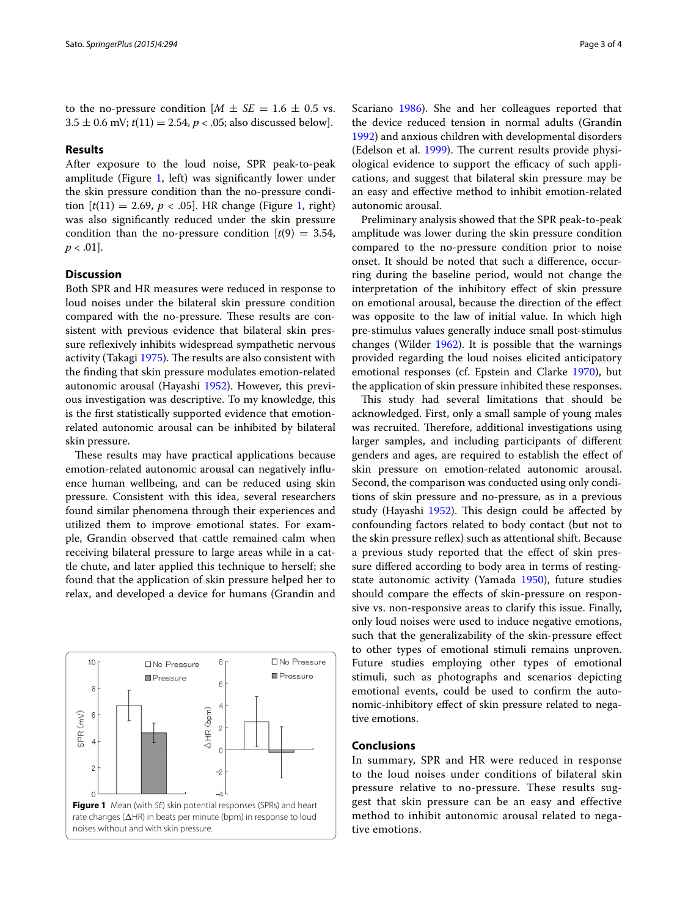to the no-pressure condition [$M \pm SE = 1.6 \pm 0.5$ vs. $3.5 \pm 0.6$ mV; $t(11) = 2.54$, $p < .05$; also discussed below].

## Results

After exposure to the loud noise, SPR peak-to-peak amplitude (Figure 1, left) was significantly lower under the skin pressure condition than the no-pressure condition [$t(11) = 2.69$, $p < .05$]. HR change (Figure 1, right) was also significantly reduced under the skin pressure condition than the no-pressure condition [$t(9) = 3.54$, $p < .01$].

## Discussion

Both SPR and HR measures were reduced in response to loud noises under the bilateral skin pressure condition compared with the no-pressure. These results are consistent with previous evidence that bilateral skin pressure reflexively inhibits widespread sympathetic nervous activity (Takagi 1975). The results are also consistent with the finding that skin pressure modulates emotion-related autonomic arousal (Hayashi 1952). However, this previous investigation was descriptive. To my knowledge, this is the first statistically supported evidence that emotion-related autonomic arousal can be inhibited by bilateral skin pressure.

These results may have practical applications because emotion-related autonomic arousal can negatively influence human wellbeing, and can be reduced using skin pressure. Consistent with this idea, several researchers found similar phenomena through their experiences and utilized them to improve emotional states. For example, Grandin observed that cattle remained calm when receiving bilateral pressure to large areas while in a cattle chute, and later applied this technique to herself; she found that the application of skin pressure helped her to relax, and developed a device for humans (Grandin and Scariano 1986). She and her colleagues reported that the device reduced tension in normal adults (Grandin 1992) and anxious children with developmental disorders (Edelson et al. 1999). The current results provide physiological evidence to support the efficacy of such applications, and suggest that bilateral skin pressure may be an easy and effective method to inhibit emotion-related autonomic arousal.

Preliminary analysis showed that the SPR peak-to-peak amplitude was lower during the skin pressure condition compared to the no-pressure condition prior to noise onset. It should be noted that such a difference, occurring during the baseline period, would not change the interpretation of the inhibitory effect of skin pressure on emotional arousal, because the direction of the effect was opposite to the law of initial value. In which high pre-stimulus values generally induce small post-stimulus changes (Wilder 1962). It is possible that the warnings provided regarding the loud noises elicited anticipatory emotional responses (cf. Epstein and Clarke 1970), but the application of skin pressure inhibited these responses.

This study had several limitations that should be acknowledged. First, only a small sample of young males was recruited. Therefore, additional investigations using larger samples, and including participants of different genders and ages, are required to establish the effect of skin pressure on emotion-related autonomic arousal. Second, the comparison was conducted using only conditions of skin pressure and no-pressure, as in a previous study (Hayashi 1952). This design could be affected by confounding factors related to body contact (but not to the skin pressure reflex) such as attentional shift. Because a previous study reported that the effect of skin pressure differed according to body area in terms of resting-state autonomic activity (Yamada 1950), future studies should compare the effects of skin-pressure on responsive vs. non-responsive areas to clarify this issue. Finally, only loud noises were used to induce negative emotions, such that the generalizability of the skin-pressure effect to other types of emotional stimuli remains unproven. Future studies employing other types of emotional stimuli, such as photographs and scenarios depicting emotional events, could be used to confirm the autonomic-inhibitory effect of skin pressure related to negative emotions.

**Figure 1** Mean (with *SE*) skin potential responses (SPRs) and heart rate changes (ΔHR) in beats per minute (bpm) in response to loud noises without and with skin pressure.

## Conclusions

In summary, SPR and HR were reduced in response to the loud noises under conditions of bilateral skin pressure relative to no-pressure. These results suggest that skin pressure can be an easy and effective method to inhibit autonomic arousal related to negative emotions.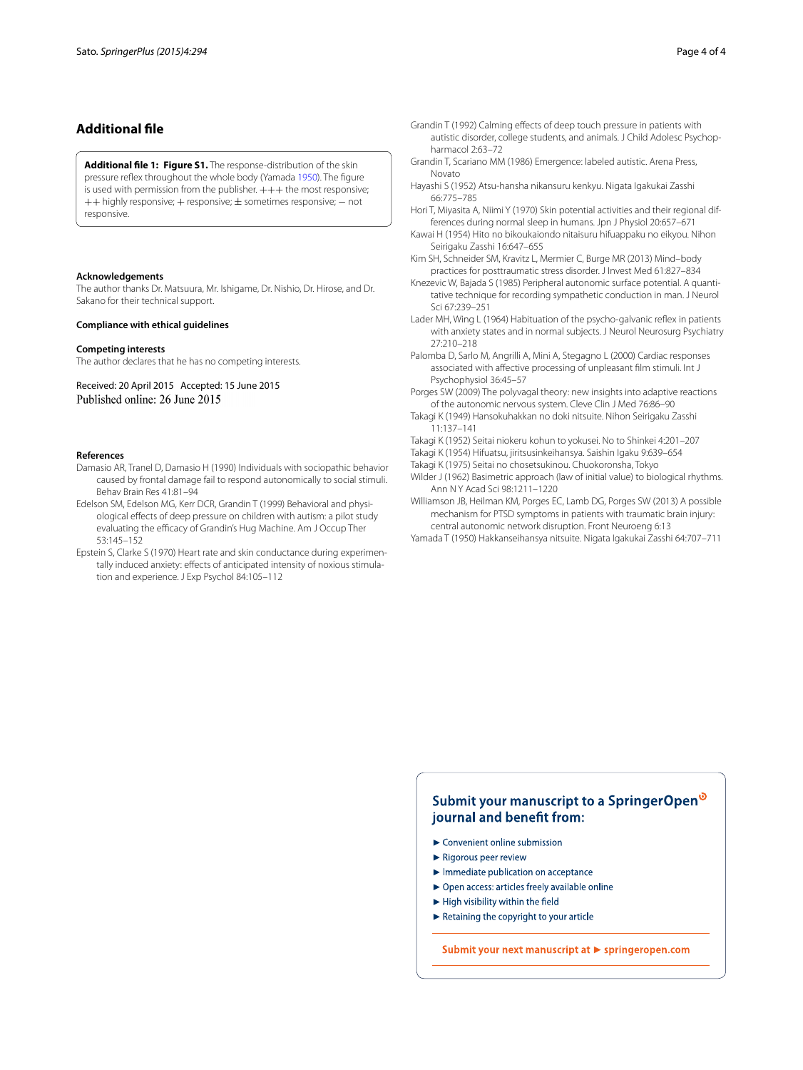## Additional file

**Additional file 1: Figure S1.** The response-distribution of the skin pressure reflex throughout the whole body (Yamada 1950). The figure is used with permission from the publisher. +++ the most responsive; ++ highly responsive; + responsive; ± sometimes responsive; − not responsive.

### Acknowledgements

The author thanks Dr. Matsuura, Mr. Ishigame, Dr. Nishio, Dr. Hirose, and Dr. Sakano for their technical support.

### Compliance with ethical guidelines

### Competing interests

The author declares that he has no competing interests.

Received: 20 April 2015 Accepted: 15 June 2015
Published online: 26 June 2015

### References

- Damasio AR, Tranel D, Damasio H (1990) Individuals with sociopathic behavior caused by frontal damage fail to respond autonomically to social stimuli. Behav Brain Res 41:81–94
- Edelson SM, Edelson MG, Kerr DCR, Grandin T (1999) Behavioral and physiological effects of deep pressure on children with autism: a pilot study evaluating the efficacy of Grandin's Hug Machine. Am J Occup Ther 53:145–152
- Epstein S, Clarke S (1970) Heart rate and skin conductance during experimentally induced anxiety: effects of anticipated intensity of noxious stimulation and experience. J Exp Psychol 84:105–112
- Grandin T (1992) Calming effects of deep touch pressure in patients with autistic disorder, college students, and animals. J Child Adolesc Psychopharmacol 2:63–72
- Grandin T, Scariano MM (1986) Emergence: labeled autistic. Arena Press, Novato
- Hayashi S (1952) Atsu-hansha nikansuru kenkyu. Nigata Igakukai Zasshi 66:775–785
- Hori T, Miyasita A, Niimi Y (1970) Skin potential activities and their regional differences during normal sleep in humans. Jpn J Physiol 20:657–671
- Kawai H (1954) Hito no bikoukaiondo nitaisuru hifuappaku no eikyou. Nihon Seirigaku Zasshi 16:647–655
- Kim SH, Schneider SM, Kravitz L, Mermier C, Burge MR (2013) Mind–body practices for posttraumatic stress disorder. J Invest Med 61:827–834
- Knezevic W, Bajada S (1985) Peripheral autonomic surface potential. A quantitative technique for recording sympathetic conduction in man. J Neurol Sci 67:239–251
- Lader MH, Wing L (1964) Habituation of the psycho-galvanic reflex in patients with anxiety states and in normal subjects. J Neurol Neurosurg Psychiatry 27:210–218
- Palomba D, Sarlo M, Angrilli A, Mini A, Stegagno L (2000) Cardiac responses associated with affective processing of unpleasant film stimuli. Int J Psychophysiol 36:45–57
- Porges SW (2009) The polyvagal theory: new insights into adaptive reactions of the autonomic nervous system. Cleve Clin J Med 76:86–90
- Takagi K (1949) Hansokuhakkan no doki nitsuite. Nihon Seirigaku Zasshi 11:137–141
- Takagi K (1952) Seitai niokeru kohun to yokusei. No to Shinkei 4:201–207
- Takagi K (1954) Hifuatsu, jiritsusinkeihansya. Saishin Igaku 9:639–654
- Takagi K (1975) Seitai no chosetsukinou. Chuokoronsha, Tokyo
- Wilder J (1962) Basimetric approach (law of initial value) to biological rhythms. Ann N Y Acad Sci 98:1211–1220
- Williamson JB, Heilman KM, Porges EC, Lamb DG, Porges SW (2013) A possible mechanism for PTSD symptoms in patients with traumatic brain injury: central autonomic network disruption. Front Neuroeng 6:13
- Yamada T (1950) Hakkanseihansya nitsuite. Nigata Igakukai Zasshi 64:707–711

**Submit your manuscript to a SpringerOpen journal and benefit from:**

- ► Convenient online submission
- ► Rigorous peer review
- ► Immediate publication on acceptance
- ► Open access: articles freely available online
- ► High visibility within the field
- ► Retaining the copyright to your article

**Submit your next manuscript at ► springeropen.com**